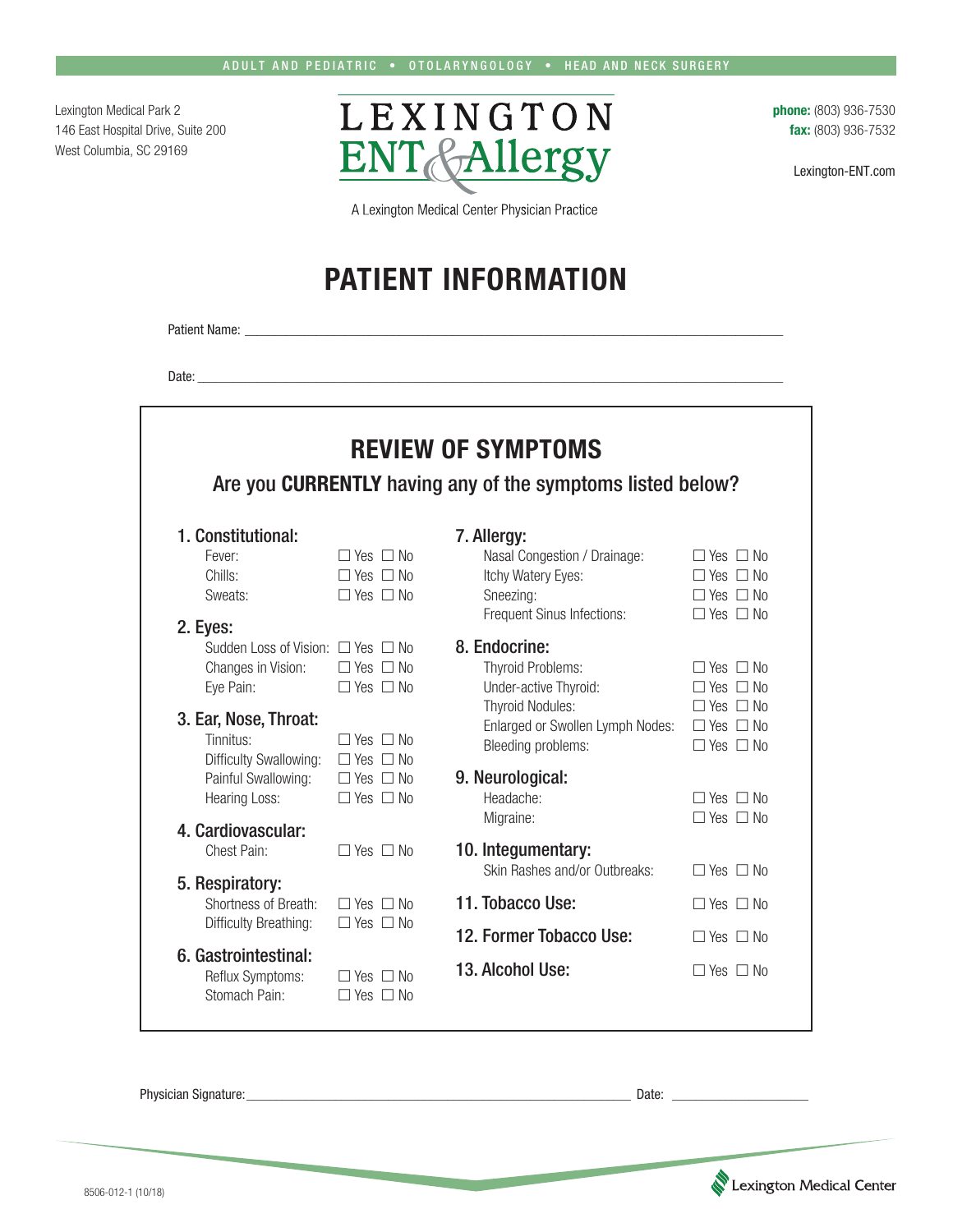ADULT AND PEDIATRIC • OTOLARYNGOLOGY • HEAD AND NECK SURGERY

Lexington Medical Park 2
146 East Hospital Drive, Suite 200
West Columbia, SC 29169

**LEXINGTON ENT & Allergy**

A Lexington Medical Center Physician Practice

**phone:** (803) 936-7530
**fax:** (803) 936-7532

Lexington-ENT.com

# PATIENT INFORMATION

Patient Name: ______________________________

Date: ______________________________

## REVIEW OF SYMPTOMS

### Are you **CURRENTLY** having any of the symptoms listed below?

**1. Constitutional:**

- Fever: ☐ Yes ☐ No
- Chills: ☐ Yes ☐ No
- Sweats: ☐ Yes ☐ No

**2. Eyes:**

- Sudden Loss of Vision: ☐ Yes ☐ No
- Changes in Vision: ☐ Yes ☐ No
- Eye Pain: ☐ Yes ☐ No

**3. Ear, Nose, Throat:**

- Tinnitus: ☐ Yes ☐ No
- Difficulty Swallowing: ☐ Yes ☐ No
- Painful Swallowing: ☐ Yes ☐ No
- Hearing Loss: ☐ Yes ☐ No

**4. Cardiovascular:**

- Chest Pain: ☐ Yes ☐ No

**5. Respiratory:**

- Shortness of Breath: ☐ Yes ☐ No
- Difficulty Breathing: ☐ Yes ☐ No

**6. Gastrointestinal:**

- Reflux Symptoms: ☐ Yes ☐ No
- Stomach Pain: ☐ Yes ☐ No

**7. Allergy:**

- Nasal Congestion / Drainage: ☐ Yes ☐ No
- Itchy Watery Eyes: ☐ Yes ☐ No
- Sneezing: ☐ Yes ☐ No
- Frequent Sinus Infections: ☐ Yes ☐ No

**8. Endocrine:**

- Thyroid Problems: ☐ Yes ☐ No
- Under-active Thyroid: ☐ Yes ☐ No
- Thyroid Nodules: ☐ Yes ☐ No
- Enlarged or Swollen Lymph Nodes: ☐ Yes ☐ No
- Bleeding problems: ☐ Yes ☐ No

**9. Neurological:**

- Headache: ☐ Yes ☐ No
- Migraine: ☐ Yes ☐ No

**10. Integumentary:**

- Skin Rashes and/or Outbreaks: ☐ Yes ☐ No

**11. Tobacco Use:** ☐ Yes ☐ No

**12. Former Tobacco Use:** ☐ Yes ☐ No

**13. Alcohol Use:** ☐ Yes ☐ No

Physician Signature: ______________________________ Date: ______________

8506-012-1 (10/18)

Lexington Medical Center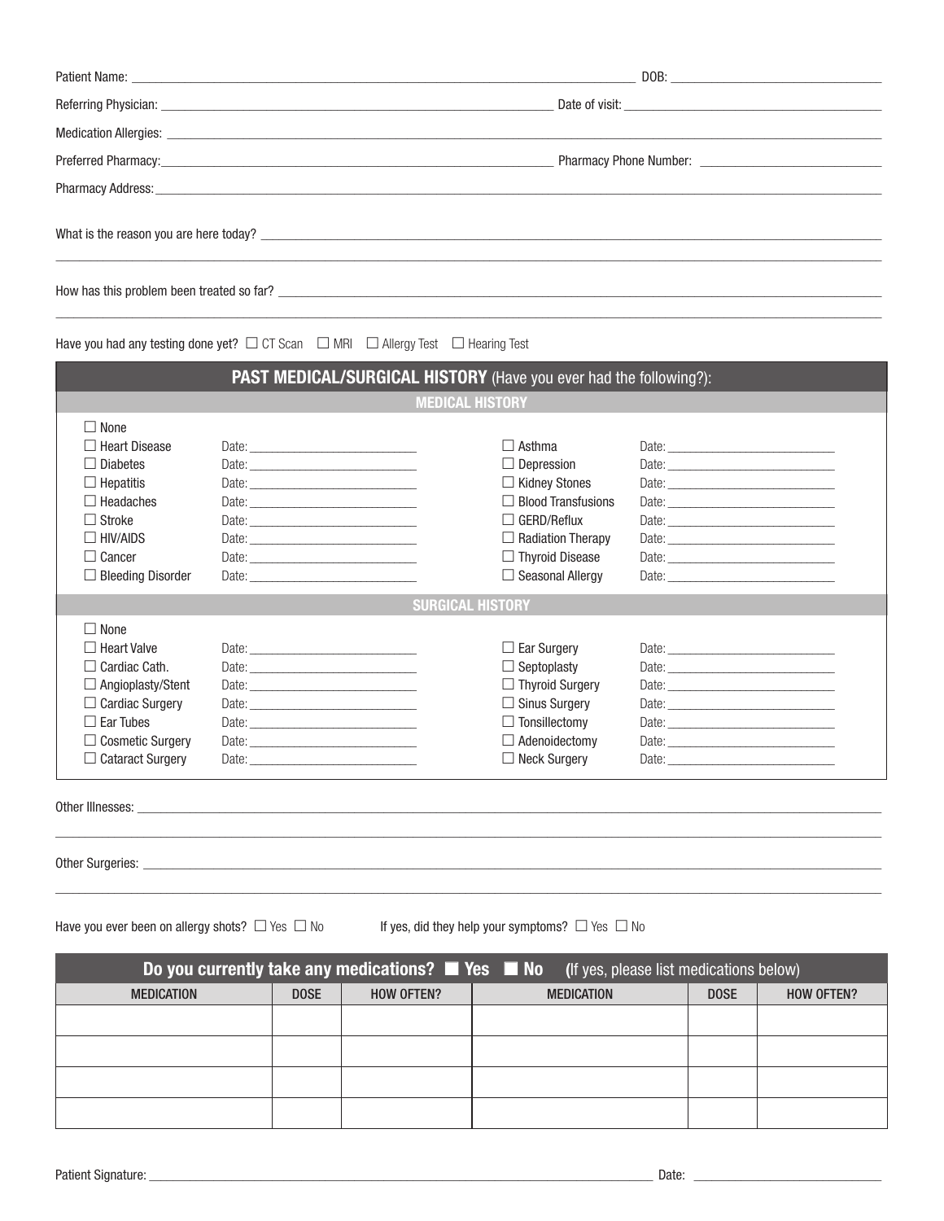Patient Name: ______________________________ DOB: ______________

Referring Physician: ______________________________ Date of visit: ______________

Medication Allergies: ______________________________

Preferred Pharmacy: ______________________________ Pharmacy Phone Number: ______________

Pharmacy Address: ______________________________

What is the reason you are here today? ______________________________

______________________________

How has this problem been treated so far? ______________________________

______________________________

Have you had any testing done yet? ☐ CT Scan ☐ MRI ☐ Allergy Test ☐ Hearing Test

## PAST MEDICAL/SURGICAL HISTORY (Have you ever had the following?):

### MEDICAL HISTORY

| | | | |
|---|---|---|---|
| ☐ None | | | |
| ☐ Heart Disease | Date: ______ | ☐ Asthma | Date: ______ |
| ☐ Diabetes | Date: ______ | ☐ Depression | Date: ______ |
| ☐ Hepatitis | Date: ______ | ☐ Kidney Stones | Date: ______ |
| ☐ Headaches | Date: ______ | ☐ Blood Transfusions | Date: ______ |
| ☐ Stroke | Date: ______ | ☐ GERD/Reflux | Date: ______ |
| ☐ HIV/AIDS | Date: ______ | ☐ Radiation Therapy | Date: ______ |
| ☐ Cancer | Date: ______ | ☐ Thyroid Disease | Date: ______ |
| ☐ Bleeding Disorder | Date: ______ | ☐ Seasonal Allergy | Date: ______ |

### SURGICAL HISTORY

| | | | |
|---|---|---|---|
| ☐ None | | | |
| ☐ Heart Valve | Date: ______ | ☐ Ear Surgery | Date: ______ |
| ☐ Cardiac Cath. | Date: ______ | ☐ Septoplasty | Date: ______ |
| ☐ Angioplasty/Stent | Date: ______ | ☐ Thyroid Surgery | Date: ______ |
| ☐ Cardiac Surgery | Date: ______ | ☐ Sinus Surgery | Date: ______ |
| ☐ Ear Tubes | Date: ______ | ☐ Tonsillectomy | Date: ______ |
| ☐ Cosmetic Surgery | Date: ______ | ☐ Adenoidectomy | Date: ______ |
| ☐ Cataract Surgery | Date: ______ | ☐ Neck Surgery | Date: ______ |

Other Illnesses: ______________________________

______________________________

Other Surgeries: ______________________________

______________________________

Have you ever been on allergy shots? ☐ Yes ☐ No If yes, did they help your symptoms? ☐ Yes ☐ No

**Do you currently take any medications? ☐ Yes ☐ No** (If yes, please list medications below)

| MEDICATION | DOSE | HOW OFTEN? | MEDICATION | DOSE | HOW OFTEN? |
|---|---|---|---|---|---|
| | | | | | |
| | | | | | |
| | | | | | |
| | | | | | |

Patient Signature: ______________________________ Date: ______________